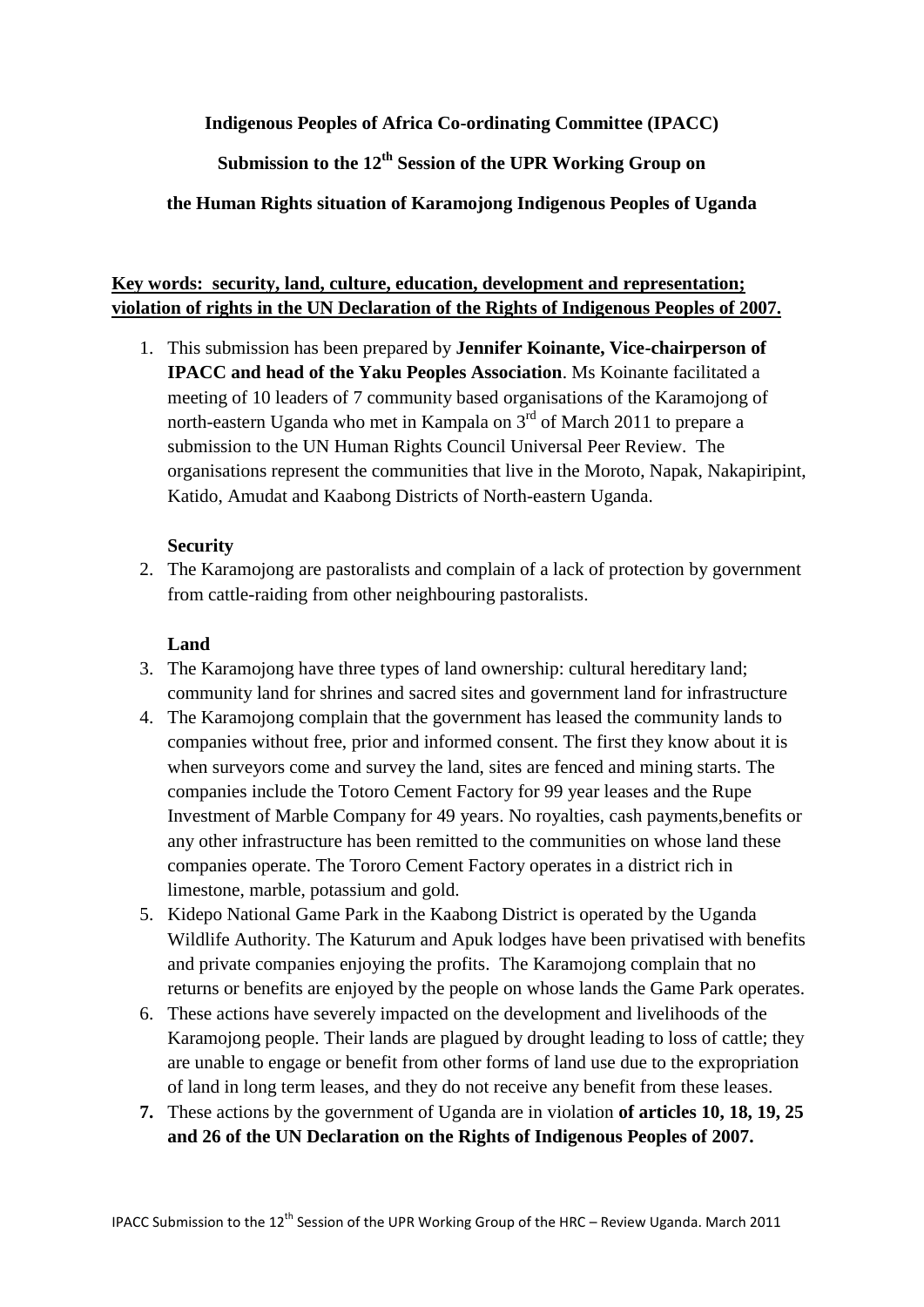**Indigenous Peoples of Africa Co-ordinating Committee (IPACC)**

**Submission to the 12th Session of the UPR Working Group on**

**the Human Rights situation of Karamojong Indigenous Peoples of Uganda**

**Key words: security, land, culture, education, development and representation; violation of rights in the UN Declaration of the Rights of Indigenous Peoples of 2007.**

1. This submission has been prepared by **Jennifer Koinante, Vice-chairperson of IPACC and head of the Yaku Peoples Association**. Ms Koinante facilitated a meeting of 10 leaders of 7 community based organisations of the Karamojong of north-eastern Uganda who met in Kampala on 3rd of March 2011 to prepare a submission to the UN Human Rights Council Universal Peer Review. The organisations represent the communities that live in the Moroto, Napak, Nakapiripint, Katido, Amudat and Kaabong Districts of North-eastern Uganda.

**Security**

2. The Karamojong are pastoralists and complain of a lack of protection by government from cattle-raiding from other neighbouring pastoralists.

**Land**

3. The Karamojong have three types of land ownership: cultural hereditary land; community land for shrines and sacred sites and government land for infrastructure
4. The Karamojong complain that the government has leased the community lands to companies without free, prior and informed consent. The first they know about it is when surveyors come and survey the land, sites are fenced and mining starts. The companies include the Totoro Cement Factory for 99 year leases and the Rupe Investment of Marble Company for 49 years. No royalties, cash payments,benefits or any other infrastructure has been remitted to the communities on whose land these companies operate. The Tororo Cement Factory operates in a district rich in limestone, marble, potassium and gold.
5. Kidepo National Game Park in the Kaabong District is operated by the Uganda Wildlife Authority. The Katurum and Apuk lodges have been privatised with benefits and private companies enjoying the profits. The Karamojong complain that no returns or benefits are enjoyed by the people on whose lands the Game Park operates.
6. These actions have severely impacted on the development and livelihoods of the Karamojong people. Their lands are plagued by drought leading to loss of cattle; they are unable to engage or benefit from other forms of land use due to the expropriation of land in long term leases, and they do not receive any benefit from these leases.
7. These actions by the government of Uganda are in violation **of articles 10, 18, 19, 25 and 26 of the UN Declaration on the Rights of Indigenous Peoples of 2007.**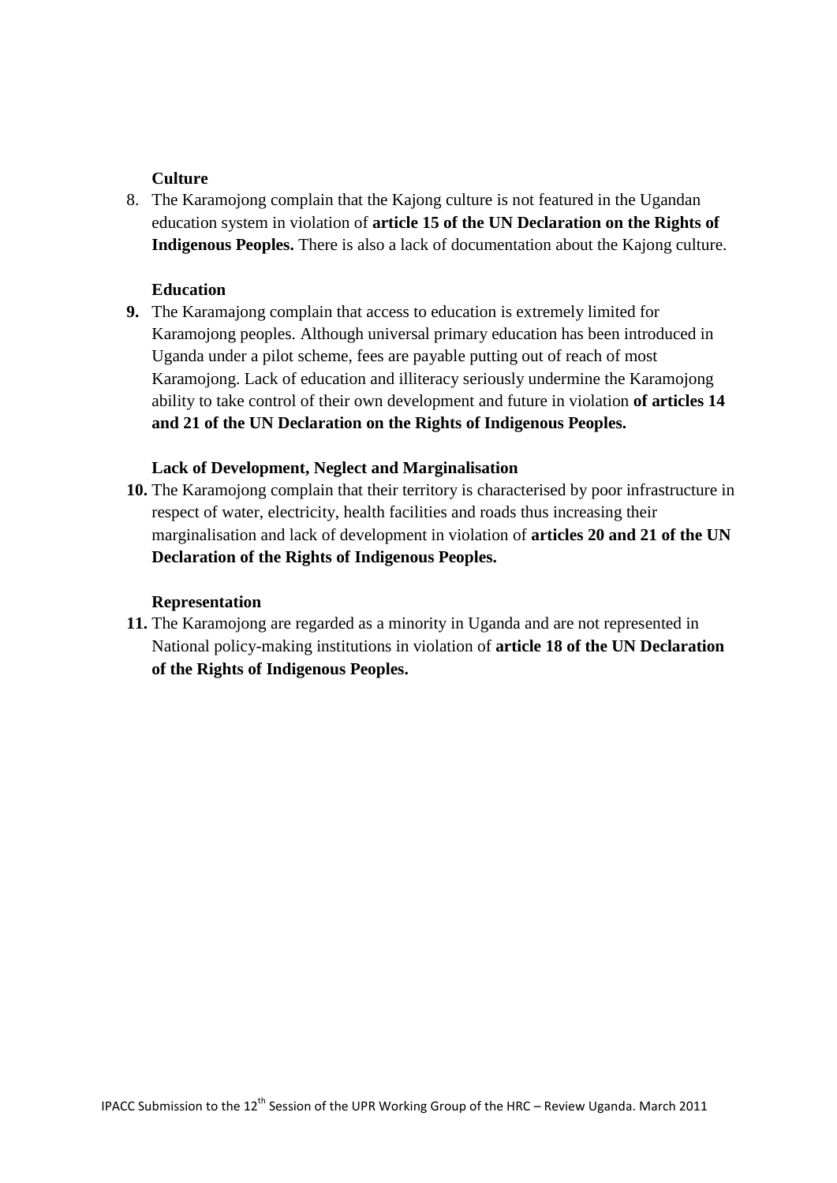**Culture**

8. The Karamojong complain that the Kajong culture is not featured in the Ugandan education system in violation of **article 15 of the UN Declaration on the Rights of Indigenous Peoples.** There is also a lack of documentation about the Kajong culture.

**Education**

9. The Karamajong complain that access to education is extremely limited for Karamojong peoples. Although universal primary education has been introduced in Uganda under a pilot scheme, fees are payable putting out of reach of most Karamojong. Lack of education and illiteracy seriously undermine the Karamojong ability to take control of their own development and future in violation **of articles 14 and 21 of the UN Declaration on the Rights of Indigenous Peoples.**

**Lack of Development, Neglect and Marginalisation**

10. The Karamojong complain that their territory is characterised by poor infrastructure in respect of water, electricity, health facilities and roads thus increasing their marginalisation and lack of development in violation of **articles 20 and 21 of the UN Declaration of the Rights of Indigenous Peoples.**

**Representation**

11. The Karamojong are regarded as a minority in Uganda and are not represented in National policy-making institutions in violation of **article 18 of the UN Declaration of the Rights of Indigenous Peoples.**